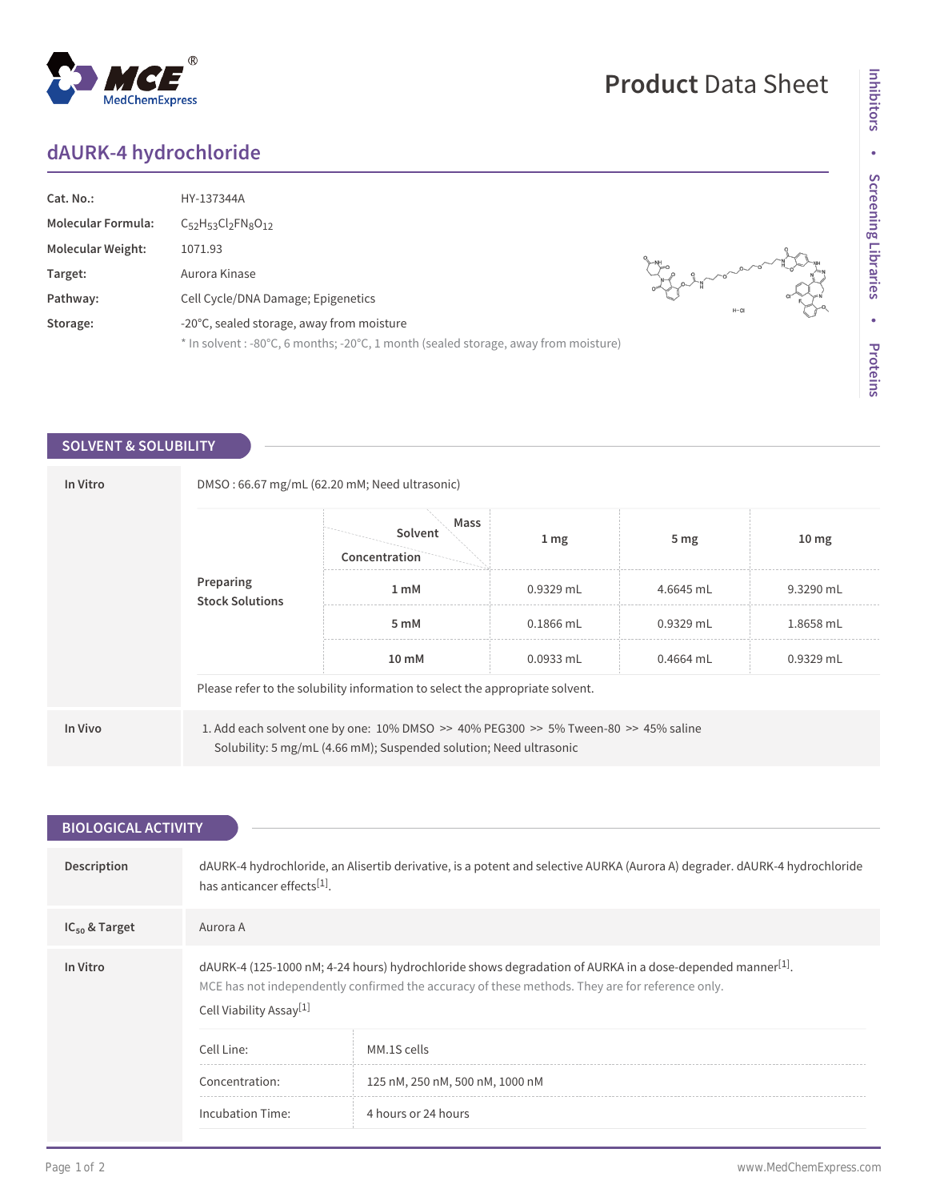# dAURK-4 hydrochloride

| | |
|---|---|
| **Cat. No.:** | HY-137344A |
| **Molecular Formula:** | $C_{52}H_{53}Cl_2FN_8O_{12}$ |
| **Molecular Weight:** | 1071.93 |
| **Target:** | Aurora Kinase |
| **Pathway:** | Cell Cycle/DNA Damage; Epigenetics |
| **Storage:** | -20°C, sealed storage, away from moisture<br>* In solvent : -80°C, 6 months; -20°C, 1 month (sealed storage, away from moisture) |

## SOLVENT & SOLUBILITY

**In Vitro**

DMSO : 66.67 mg/mL (62.20 mM; Need ultrasonic)

**Preparing Stock Solutions**

| Concentration / Solvent / Mass | 1 mg | 5 mg | 10 mg |
|---|---|---|---|
| 1 mM | 0.9329 mL | 4.6645 mL | 9.3290 mL |
| 5 mM | 0.1866 mL | 0.9329 mL | 1.8658 mL |
| 10 mM | 0.0933 mL | 0.4664 mL | 0.9329 mL |

Please refer to the solubility information to select the appropriate solvent.

**In Vivo**

1. Add each solvent one by one: 10% DMSO >> 40% PEG300 >> 5% Tween-80 >> 45% saline
   Solubility: 5 mg/mL (4.66 mM); Suspended solution; Need ultrasonic

## BIOLOGICAL ACTIVITY

**Description**

dAURK-4 hydrochloride, an Alisertib derivative, is a potent and selective AURKA (Aurora A) degrader. dAURK-4 hydrochloride has anticancer effects[1].

**$IC_{50}$ & Target**

Aurora A

**In Vitro**

dAURK-4 (125-1000 nM; 4-24 hours) hydrochloride shows degradation of AURKA in a dose-depended manner[1].

MCE has not independently confirmed the accuracy of these methods. They are for reference only.

Cell Viability Assay[1]

| | |
|---|---|
| Cell Line: | MM.1S cells |
| Concentration: | 125 nM, 250 nM, 500 nM, 1000 nM |
| Incubation Time: | 4 hours or 24 hours |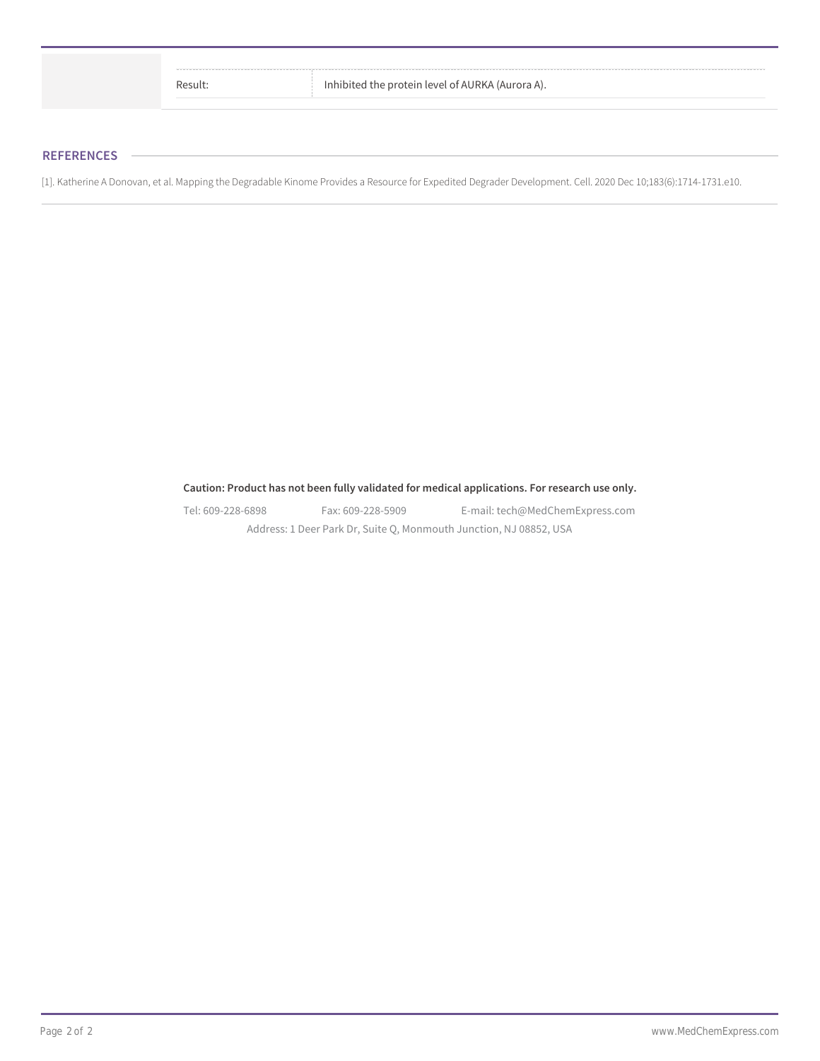| | |
|---|---|
| Result: | Inhibited the protein level of AURKA (Aurora A). |

## REFERENCES

[1]. Katherine A Donovan, et al. Mapping the Degradable Kinome Provides a Resource for Expedited Degrader Development. Cell. 2020 Dec 10;183(6):1714-1731.e10.

**Caution: Product has not been fully validated for medical applications. For research use only.**

Tel: 609-228-6898 Fax: 609-228-5909 E-mail: tech@MedChemExpress.com

Address: 1 Deer Park Dr, Suite Q, Monmouth Junction, NJ 08852, USA